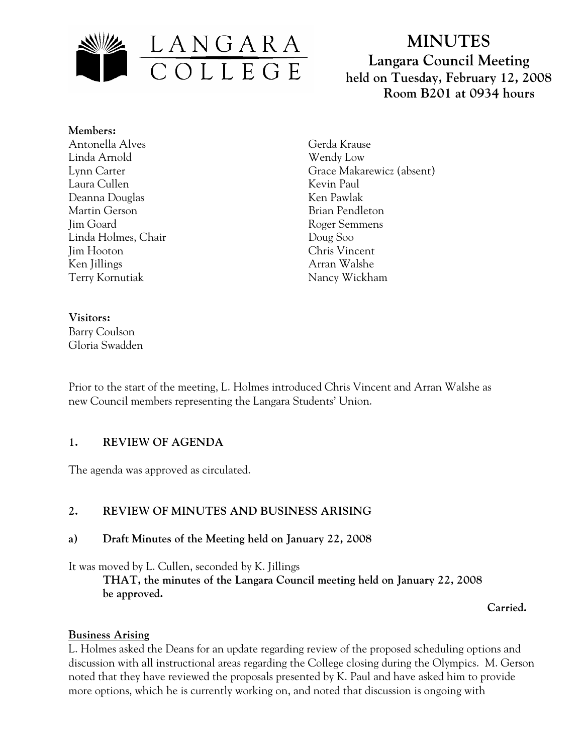LANGARA COLLEGE

# MINUTES
## Langara Council Meeting
### held on Tuesday, February 12, 2008
### Room B201 at 0934 hours

**Members:**

Antonella Alves
Linda Arnold
Lynn Carter
Laura Cullen
Deanna Douglas
Martin Gerson
Jim Goard
Linda Holmes, Chair
Jim Hooton
Ken Jillings
Terry Kornutiak
Gerda Krause
Wendy Low
Grace Makarewicz (absent)
Kevin Paul
Ken Pawlak
Brian Pendleton
Roger Semmens
Doug Soo
Chris Vincent
Arran Walshe
Nancy Wickham

**Visitors:**

Barry Coulson
Gloria Swadden

Prior to the start of the meeting, L. Holmes introduced Chris Vincent and Arran Walshe as new Council members representing the Langara Students' Union.

## 1. REVIEW OF AGENDA

The agenda was approved as circulated.

## 2. REVIEW OF MINUTES AND BUSINESS ARISING

### a) Draft Minutes of the Meeting held on January 22, 2008

It was moved by L. Cullen, seconded by K. Jillings

> **THAT, the minutes of the Langara Council meeting held on January 22, 2008 be approved.**

**Carried.**

**Business Arising**

L. Holmes asked the Deans for an update regarding review of the proposed scheduling options and discussion with all instructional areas regarding the College closing during the Olympics. M. Gerson noted that they have reviewed the proposals presented by K. Paul and have asked him to provide more options, which he is currently working on, and noted that discussion is ongoing with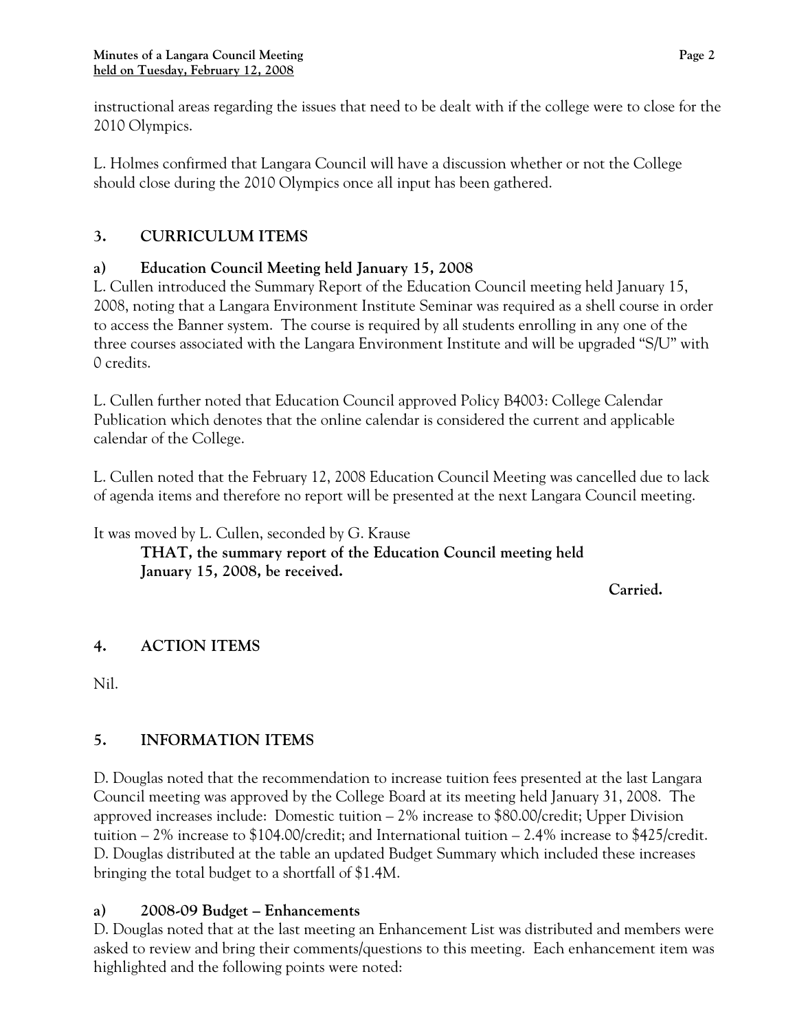instructional areas regarding the issues that need to be dealt with if the college were to close for the 2010 Olympics.

L. Holmes confirmed that Langara Council will have a discussion whether or not the College should close during the 2010 Olympics once all input has been gathered.

## 3. CURRICULUM ITEMS

### a) Education Council Meeting held January 15, 2008

L. Cullen introduced the Summary Report of the Education Council meeting held January 15, 2008, noting that a Langara Environment Institute Seminar was required as a shell course in order to access the Banner system. The course is required by all students enrolling in any one of the three courses associated with the Langara Environment Institute and will be upgraded "S/U" with 0 credits.

L. Cullen further noted that Education Council approved Policy B4003: College Calendar Publication which denotes that the online calendar is considered the current and applicable calendar of the College.

L. Cullen noted that the February 12, 2008 Education Council Meeting was cancelled due to lack of agenda items and therefore no report will be presented at the next Langara Council meeting.

It was moved by L. Cullen, seconded by G. Krause

> **THAT, the summary report of the Education Council meeting held January 15, 2008, be received.**

**Carried.**

## 4. ACTION ITEMS

Nil.

## 5. INFORMATION ITEMS

D. Douglas noted that the recommendation to increase tuition fees presented at the last Langara Council meeting was approved by the College Board at its meeting held January 31, 2008. The approved increases include: Domestic tuition – 2% increase to $80.00/credit; Upper Division tuition – 2% increase to $104.00/credit; and International tuition – 2.4% increase to $425/credit. D. Douglas distributed at the table an updated Budget Summary which included these increases bringing the total budget to a shortfall of $1.4M.

### a) 2008-09 Budget – Enhancements

D. Douglas noted that at the last meeting an Enhancement List was distributed and members were asked to review and bring their comments/questions to this meeting. Each enhancement item was highlighted and the following points were noted: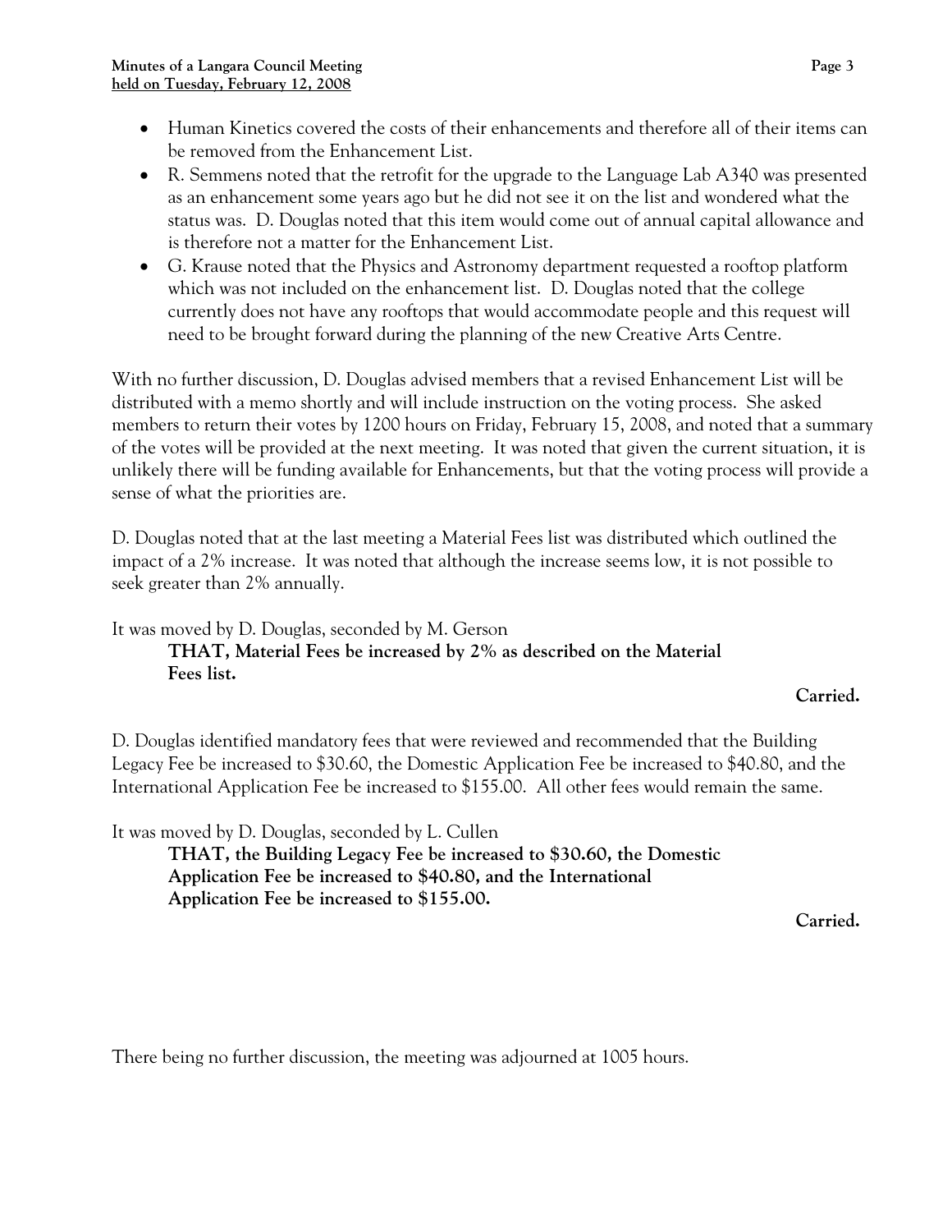- Human Kinetics covered the costs of their enhancements and therefore all of their items can be removed from the Enhancement List.
- R. Semmens noted that the retrofit for the upgrade to the Language Lab A340 was presented as an enhancement some years ago but he did not see it on the list and wondered what the status was. D. Douglas noted that this item would come out of annual capital allowance and is therefore not a matter for the Enhancement List.
- G. Krause noted that the Physics and Astronomy department requested a rooftop platform which was not included on the enhancement list. D. Douglas noted that the college currently does not have any rooftops that would accommodate people and this request will need to be brought forward during the planning of the new Creative Arts Centre.

With no further discussion, D. Douglas advised members that a revised Enhancement List will be distributed with a memo shortly and will include instruction on the voting process. She asked members to return their votes by 1200 hours on Friday, February 15, 2008, and noted that a summary of the votes will be provided at the next meeting. It was noted that given the current situation, it is unlikely there will be funding available for Enhancements, but that the voting process will provide a sense of what the priorities are.

D. Douglas noted that at the last meeting a Material Fees list was distributed which outlined the impact of a 2% increase. It was noted that although the increase seems low, it is not possible to seek greater than 2% annually.

It was moved by D. Douglas, seconded by M. Gerson

**THAT, Material Fees be increased by 2% as described on the Material Fees list.**

**Carried.**

D. Douglas identified mandatory fees that were reviewed and recommended that the Building Legacy Fee be increased to $30.60, the Domestic Application Fee be increased to $40.80, and the International Application Fee be increased to $155.00. All other fees would remain the same.

It was moved by D. Douglas, seconded by L. Cullen

**THAT, the Building Legacy Fee be increased to $30.60, the Domestic Application Fee be increased to $40.80, and the International Application Fee be increased to $155.00.**

**Carried.**

There being no further discussion, the meeting was adjourned at 1005 hours.